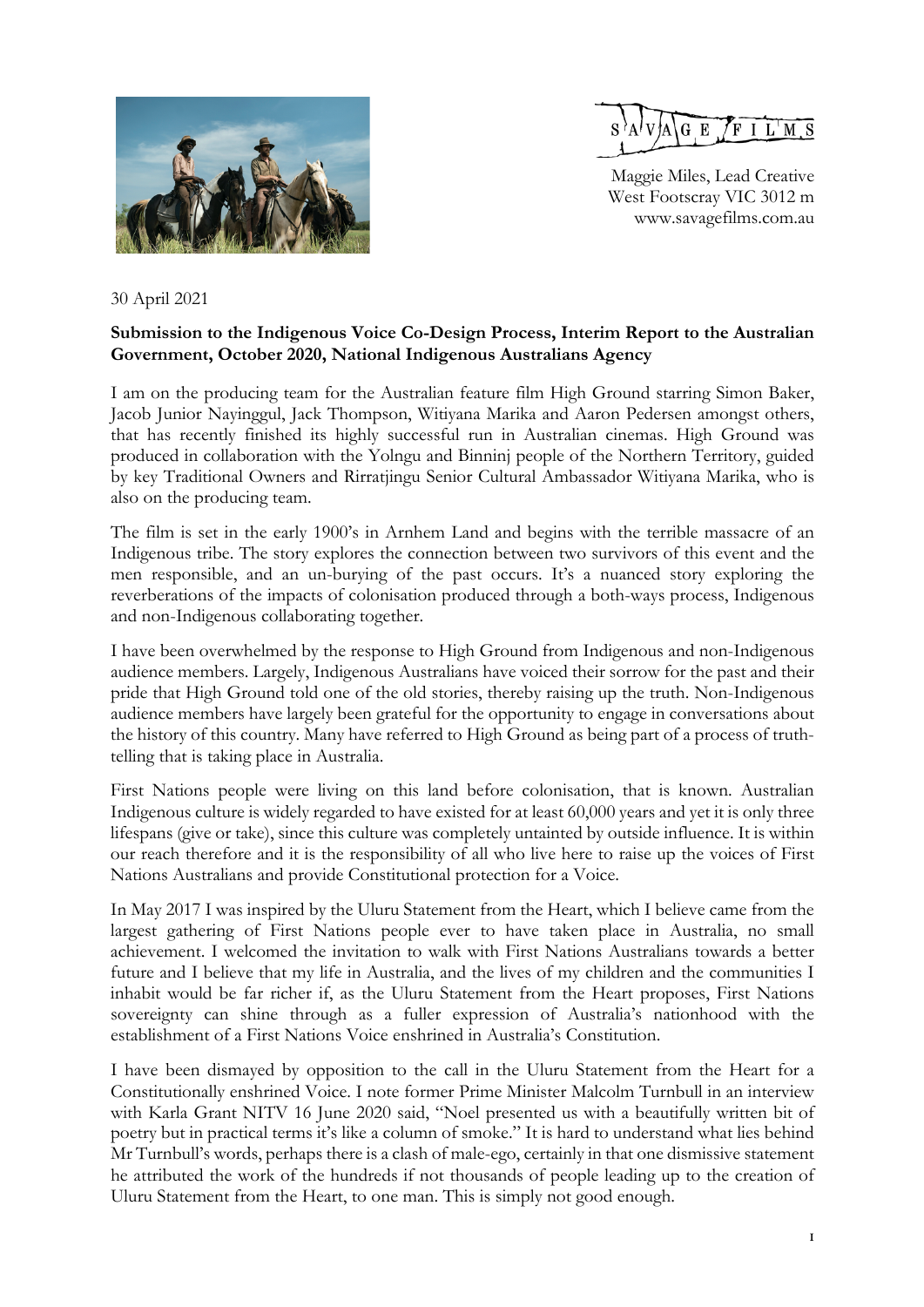SAVAGE FILMS

Maggie Miles, Lead Creative
West Footscray VIC 3012 m
www.savagefilms.com.au

30 April 2021

**Submission to the Indigenous Voice Co-Design Process, Interim Report to the Australian Government, October 2020, National Indigenous Australians Agency**

I am on the producing team for the Australian feature film High Ground starring Simon Baker, Jacob Junior Nayinggul, Jack Thompson, Witiyana Marika and Aaron Pedersen amongst others, that has recently finished its highly successful run in Australian cinemas. High Ground was produced in collaboration with the Yolngu and Binninj people of the Northern Territory, guided by key Traditional Owners and Rirratjingu Senior Cultural Ambassador Witiyana Marika, who is also on the producing team.

The film is set in the early 1900's in Arnhem Land and begins with the terrible massacre of an Indigenous tribe. The story explores the connection between two survivors of this event and the men responsible, and an un-burying of the past occurs. It's a nuanced story exploring the reverberations of the impacts of colonisation produced through a both-ways process, Indigenous and non-Indigenous collaborating together.

I have been overwhelmed by the response to High Ground from Indigenous and non-Indigenous audience members. Largely, Indigenous Australians have voiced their sorrow for the past and their pride that High Ground told one of the old stories, thereby raising up the truth. Non-Indigenous audience members have largely been grateful for the opportunity to engage in conversations about the history of this country. Many have referred to High Ground as being part of a process of truth-telling that is taking place in Australia.

First Nations people were living on this land before colonisation, that is known. Australian Indigenous culture is widely regarded to have existed for at least 60,000 years and yet it is only three lifespans (give or take), since this culture was completely untainted by outside influence. It is within our reach therefore and it is the responsibility of all who live here to raise up the voices of First Nations Australians and provide Constitutional protection for a Voice.

In May 2017 I was inspired by the Uluru Statement from the Heart, which I believe came from the largest gathering of First Nations people ever to have taken place in Australia, no small achievement. I welcomed the invitation to walk with First Nations Australians towards a better future and I believe that my life in Australia, and the lives of my children and the communities I inhabit would be far richer if, as the Uluru Statement from the Heart proposes, First Nations sovereignty can shine through as a fuller expression of Australia's nationhood with the establishment of a First Nations Voice enshrined in Australia's Constitution.

I have been dismayed by opposition to the call in the Uluru Statement from the Heart for a Constitutionally enshrined Voice. I note former Prime Minister Malcolm Turnbull in an interview with Karla Grant NITV 16 June 2020 said, "Noel presented us with a beautifully written bit of poetry but in practical terms it's like a column of smoke." It is hard to understand what lies behind Mr Turnbull's words, perhaps there is a clash of male-ego, certainly in that one dismissive statement he attributed the work of the hundreds if not thousands of people leading up to the creation of Uluru Statement from the Heart, to one man. This is simply not good enough.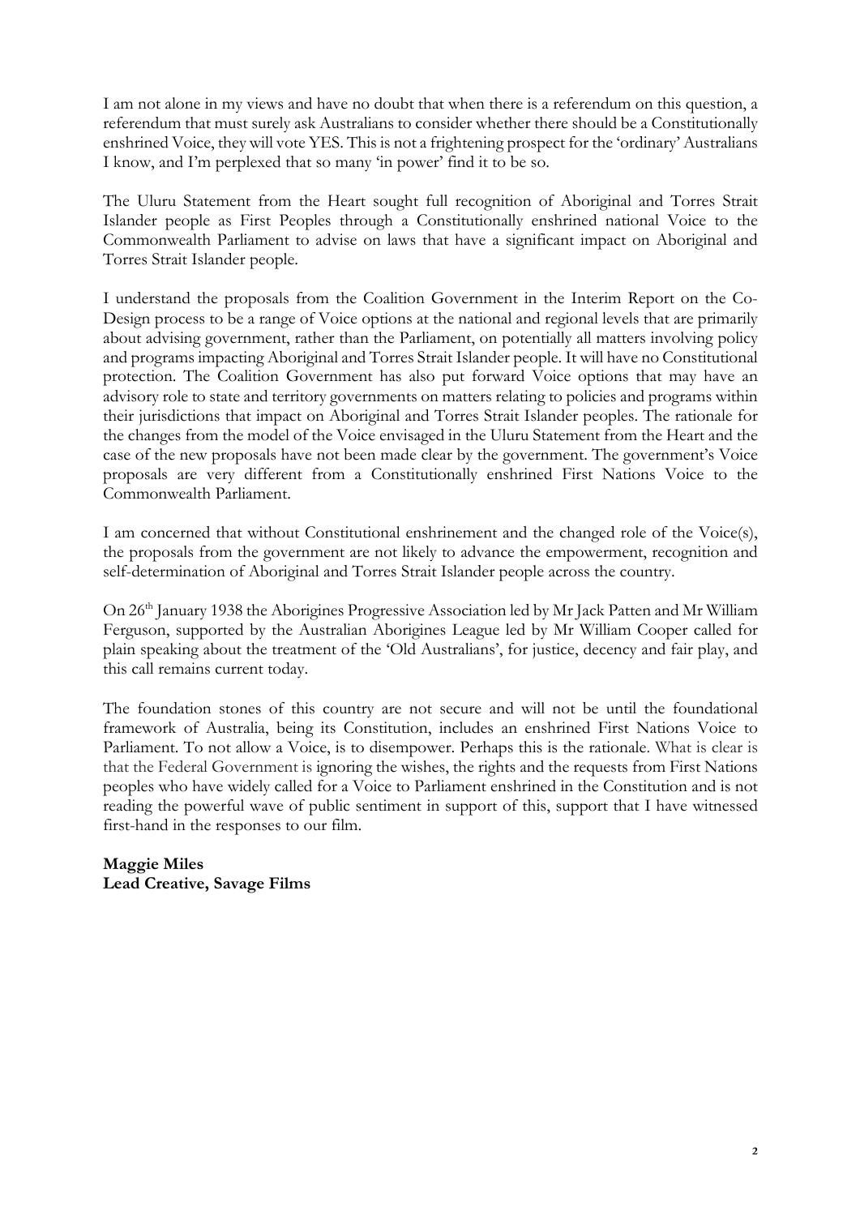I am not alone in my views and have no doubt that when there is a referendum on this question, a referendum that must surely ask Australians to consider whether there should be a Constitutionally enshrined Voice, they will vote YES. This is not a frightening prospect for the 'ordinary' Australians I know, and I'm perplexed that so many 'in power' find it to be so.

The Uluru Statement from the Heart sought full recognition of Aboriginal and Torres Strait Islander people as First Peoples through a Constitutionally enshrined national Voice to the Commonwealth Parliament to advise on laws that have a significant impact on Aboriginal and Torres Strait Islander people.

I understand the proposals from the Coalition Government in the Interim Report on the Co-Design process to be a range of Voice options at the national and regional levels that are primarily about advising government, rather than the Parliament, on potentially all matters involving policy and programs impacting Aboriginal and Torres Strait Islander people. It will have no Constitutional protection. The Coalition Government has also put forward Voice options that may have an advisory role to state and territory governments on matters relating to policies and programs within their jurisdictions that impact on Aboriginal and Torres Strait Islander peoples. The rationale for the changes from the model of the Voice envisaged in the Uluru Statement from the Heart and the case of the new proposals have not been made clear by the government. The government's Voice proposals are very different from a Constitutionally enshrined First Nations Voice to the Commonwealth Parliament.

I am concerned that without Constitutional enshrinement and the changed role of the Voice(s), the proposals from the government are not likely to advance the empowerment, recognition and self-determination of Aboriginal and Torres Strait Islander people across the country.

On 26th January 1938 the Aborigines Progressive Association led by Mr Jack Patten and Mr William Ferguson, supported by the Australian Aborigines League led by Mr William Cooper called for plain speaking about the treatment of the 'Old Australians', for justice, decency and fair play, and this call remains current today.

The foundation stones of this country are not secure and will not be until the foundational framework of Australia, being its Constitution, includes an enshrined First Nations Voice to Parliament. To not allow a Voice, is to disempower. Perhaps this is the rationale. What is clear is that the Federal Government is ignoring the wishes, the rights and the requests from First Nations peoples who have widely called for a Voice to Parliament enshrined in the Constitution and is not reading the powerful wave of public sentiment in support of this, support that I have witnessed first-hand in the responses to our film.

**Maggie Miles**
**Lead Creative, Savage Films**